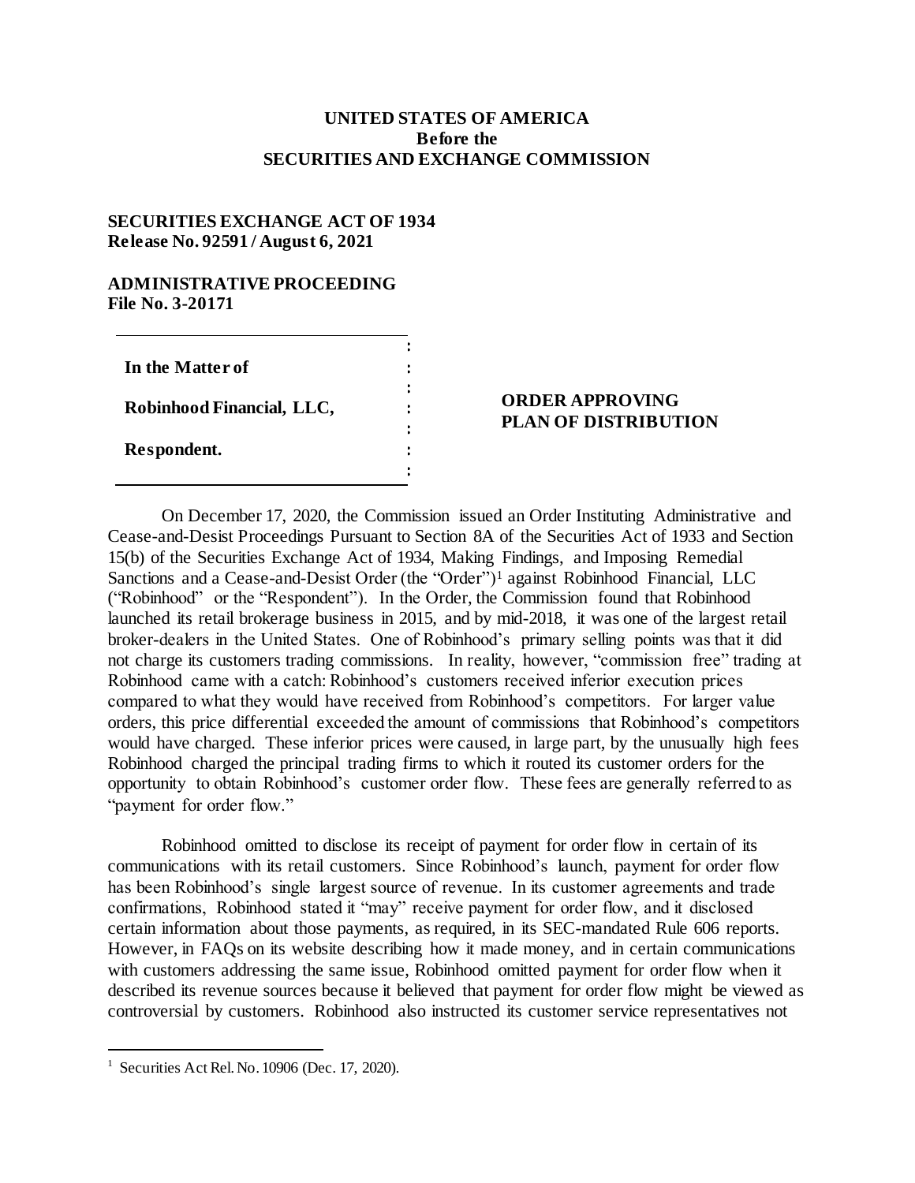**UNITED STATES OF AMERICA**
**Before the**
**SECURITIES AND EXCHANGE COMMISSION**

**SECURITIES EXCHANGE ACT OF 1934**
**Release No. 92591 / August 6, 2021**

**ADMINISTRATIVE PROCEEDING**
**File No. 3-20171**

| | |
|---|---|
| **In the Matter of** <br><br> **Robinhood Financial, LLC,** <br><br> **Respondent.** | **ORDER APPROVING PLAN OF DISTRIBUTION** |

On December 17, 2020, the Commission issued an Order Instituting Administrative and Cease-and-Desist Proceedings Pursuant to Section 8A of the Securities Act of 1933 and Section 15(b) of the Securities Exchange Act of 1934, Making Findings, and Imposing Remedial Sanctions and a Cease-and-Desist Order (the "Order")[1] against Robinhood Financial, LLC ("Robinhood" or the "Respondent"). In the Order, the Commission found that Robinhood launched its retail brokerage business in 2015, and by mid-2018, it was one of the largest retail broker-dealers in the United States. One of Robinhood's primary selling points was that it did not charge its customers trading commissions. In reality, however, "commission free" trading at Robinhood came with a catch: Robinhood's customers received inferior execution prices compared to what they would have received from Robinhood's competitors. For larger value orders, this price differential exceeded the amount of commissions that Robinhood's competitors would have charged. These inferior prices were caused, in large part, by the unusually high fees Robinhood charged the principal trading firms to which it routed its customer orders for the opportunity to obtain Robinhood's customer order flow. These fees are generally referred to as "payment for order flow."

Robinhood omitted to disclose its receipt of payment for order flow in certain of its communications with its retail customers. Since Robinhood's launch, payment for order flow has been Robinhood's single largest source of revenue. In its customer agreements and trade confirmations, Robinhood stated it "may" receive payment for order flow, and it disclosed certain information about those payments, as required, in its SEC-mandated Rule 606 reports. However, in FAQs on its website describing how it made money, and in certain communications with customers addressing the same issue, Robinhood omitted payment for order flow when it described its revenue sources because it believed that payment for order flow might be viewed as controversial by customers. Robinhood also instructed its customer service representatives not

[1] Securities Act Rel. No. 10906 (Dec. 17, 2020).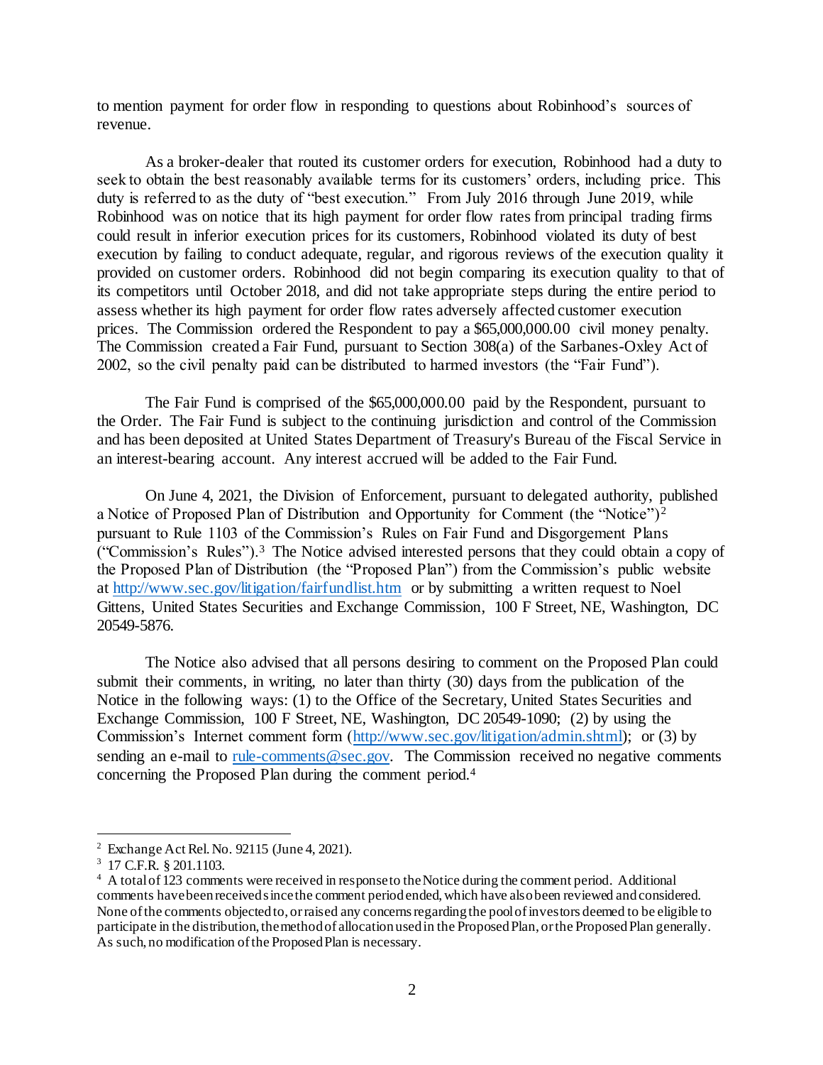to mention payment for order flow in responding to questions about Robinhood's sources of revenue.

As a broker-dealer that routed its customer orders for execution, Robinhood had a duty to seek to obtain the best reasonably available terms for its customers' orders, including price. This duty is referred to as the duty of "best execution." From July 2016 through June 2019, while Robinhood was on notice that its high payment for order flow rates from principal trading firms could result in inferior execution prices for its customers, Robinhood violated its duty of best execution by failing to conduct adequate, regular, and rigorous reviews of the execution quality it provided on customer orders. Robinhood did not begin comparing its execution quality to that of its competitors until October 2018, and did not take appropriate steps during the entire period to assess whether its high payment for order flow rates adversely affected customer execution prices. The Commission ordered the Respondent to pay a $65,000,000.00 civil money penalty. The Commission created a Fair Fund, pursuant to Section 308(a) of the Sarbanes-Oxley Act of 2002, so the civil penalty paid can be distributed to harmed investors (the "Fair Fund").

The Fair Fund is comprised of the $65,000,000.00 paid by the Respondent, pursuant to the Order. The Fair Fund is subject to the continuing jurisdiction and control of the Commission and has been deposited at United States Department of Treasury's Bureau of the Fiscal Service in an interest-bearing account. Any interest accrued will be added to the Fair Fund.

On June 4, 2021, the Division of Enforcement, pursuant to delegated authority, published a Notice of Proposed Plan of Distribution and Opportunity for Comment (the "Notice")[2] pursuant to Rule 1103 of the Commission's Rules on Fair Fund and Disgorgement Plans ("Commission's Rules").[3] The Notice advised interested persons that they could obtain a copy of the Proposed Plan of Distribution (the "Proposed Plan") from the Commission's public website at http://www.sec.gov/litigation/fairfundlist.htm or by submitting a written request to Noel Gittens, United States Securities and Exchange Commission, 100 F Street, NE, Washington, DC 20549-5876.

The Notice also advised that all persons desiring to comment on the Proposed Plan could submit their comments, in writing, no later than thirty (30) days from the publication of the Notice in the following ways: (1) to the Office of the Secretary, United States Securities and Exchange Commission, 100 F Street, NE, Washington, DC 20549-1090; (2) by using the Commission's Internet comment form (http://www.sec.gov/litigation/admin.shtml); or (3) by sending an e-mail to rule-comments@sec.gov. The Commission received no negative comments concerning the Proposed Plan during the comment period.[4]

---

[2] Exchange Act Rel. No. 92115 (June 4, 2021).

[3] 17 C.F.R. § 201.1103.

[4] A total of 123 comments were received in response to the Notice during the comment period. Additional comments have been received since the comment period ended, which have also been reviewed and considered. None of the comments objected to, or raised any concerns regarding the pool of investors deemed to be eligible to participate in the distribution, the method of allocation used in the Proposed Plan, or the Proposed Plan generally. As such, no modification of the Proposed Plan is necessary.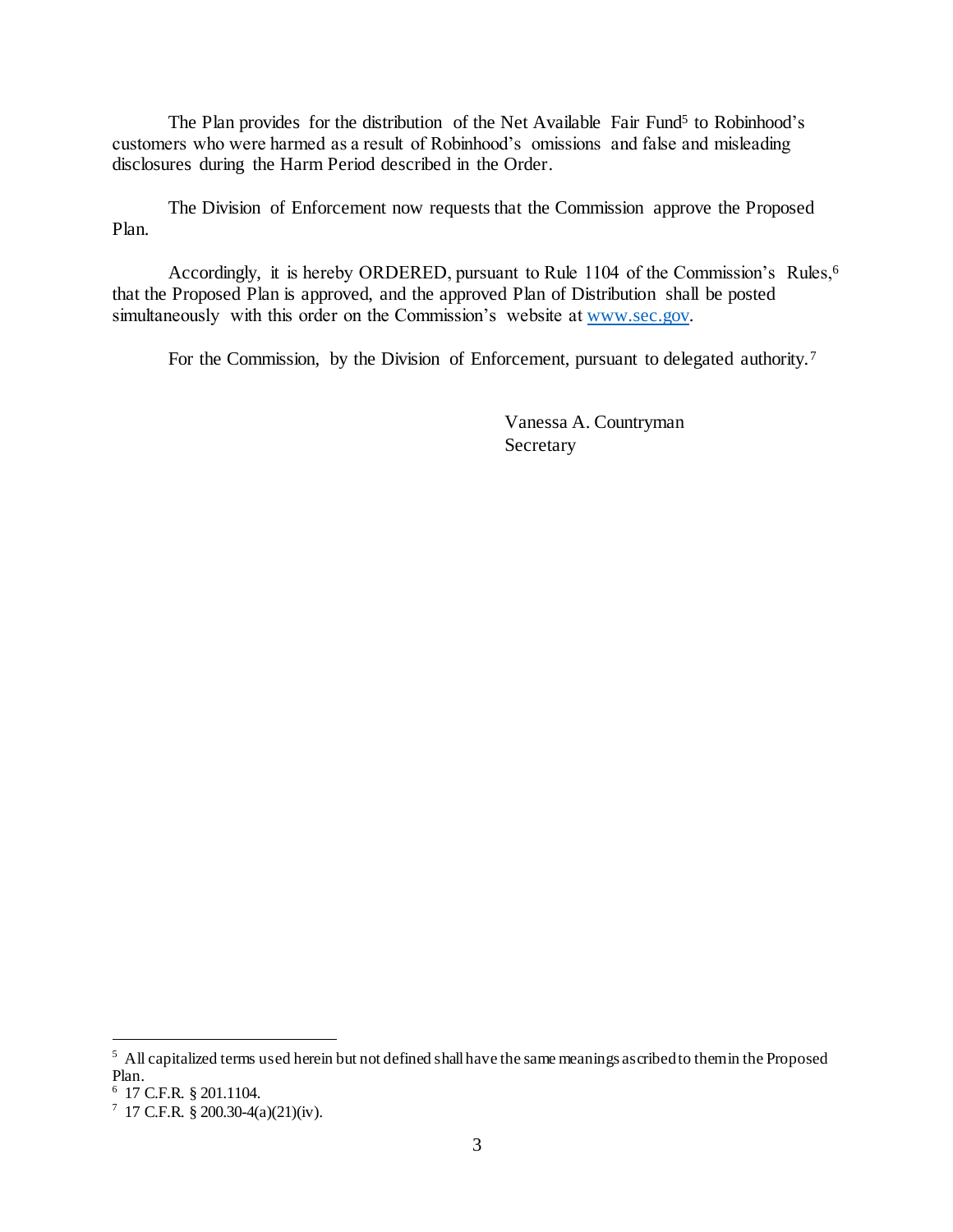The Plan provides for the distribution of the Net Available Fair Fund[5] to Robinhood's customers who were harmed as a result of Robinhood's omissions and false and misleading disclosures during the Harm Period described in the Order.

The Division of Enforcement now requests that the Commission approve the Proposed Plan.

Accordingly, it is hereby ORDERED, pursuant to Rule 1104 of the Commission's Rules,[6] that the Proposed Plan is approved, and the approved Plan of Distribution shall be posted simultaneously with this order on the Commission's website at www.sec.gov.

For the Commission, by the Division of Enforcement, pursuant to delegated authority.[7]

Vanessa A. Countryman
Secretary

---

[5] All capitalized terms used herein but not defined shall have the same meanings ascribed to them in the Proposed Plan.

[6] 17 C.F.R. § 201.1104.

[7] 17 C.F.R. § 200.30-4(a)(21)(iv).